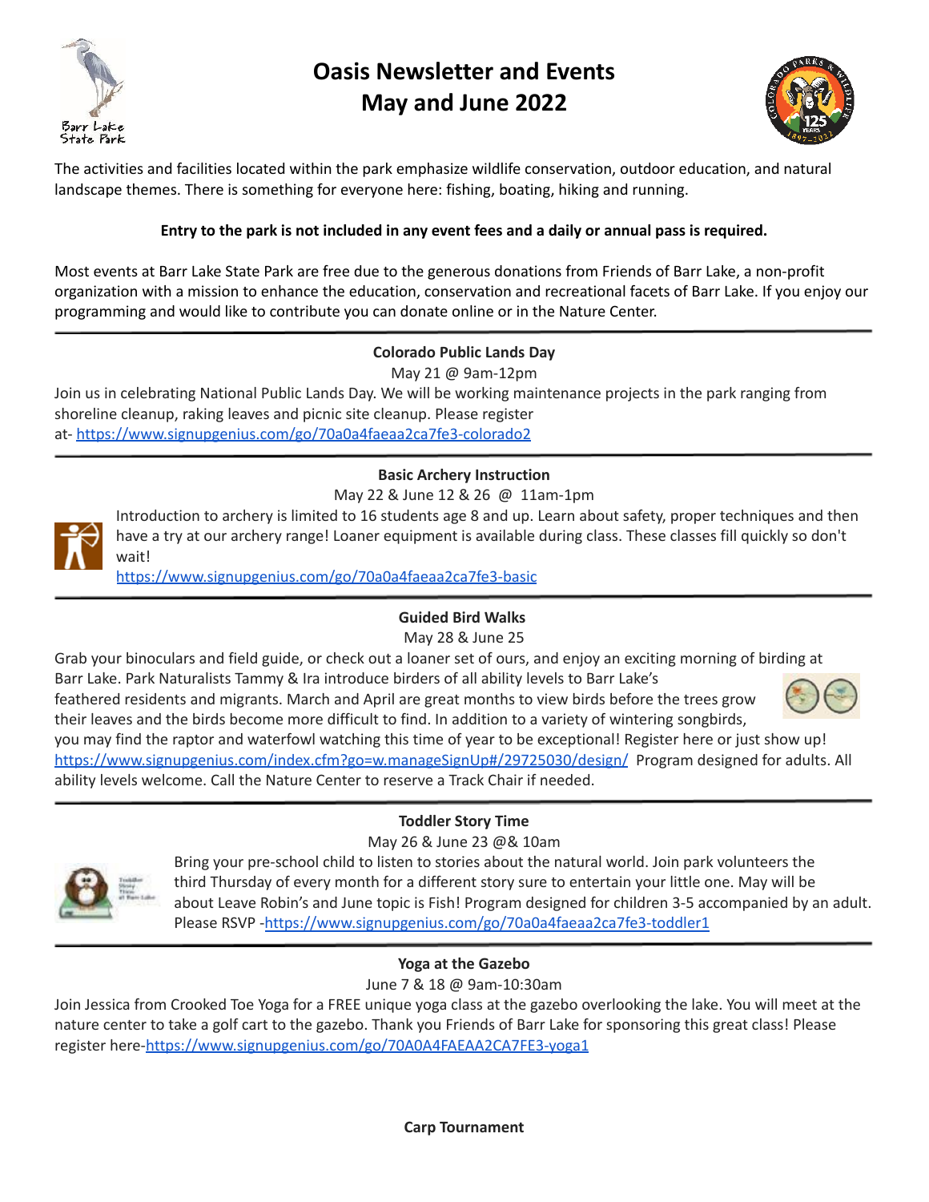# Oasis Newsletter and Events
# May and June 2022

The activities and facilities located within the park emphasize wildlife conservation, outdoor education, and natural landscape themes. There is something for everyone here: fishing, boating, hiking and running.

**Entry to the park is not included in any event fees and a daily or annual pass is required.**

Most events at Barr Lake State Park are free due to the generous donations from Friends of Barr Lake, a non-profit organization with a mission to enhance the education, conservation and recreational facets of Barr Lake. If you enjoy our programming and would like to contribute you can donate online or in the Nature Center.

---

**Colorado Public Lands Day**

May 21 @ 9am-12pm

Join us in celebrating National Public Lands Day. We will be working maintenance projects in the park ranging from shoreline cleanup, raking leaves and picnic site cleanup. Please register at- https://www.signupgenius.com/go/70a0a4faeaa2ca7fe3-colorado2

---

**Basic Archery Instruction**

May 22 & June 12 & 26 @ 11am-1pm

Introduction to archery is limited to 16 students age 8 and up. Learn about safety, proper techniques and then have a try at our archery range! Loaner equipment is available during class. These classes fill quickly so don't wait!

https://www.signupgenius.com/go/70a0a4faeaa2ca7fe3-basic

---

**Guided Bird Walks**

May 28 & June 25

Grab your binoculars and field guide, or check out a loaner set of ours, and enjoy an exciting morning of birding at Barr Lake. Park Naturalists Tammy & Ira introduce birders of all ability levels to Barr Lake's feathered residents and migrants. March and April are great months to view birds before the trees grow their leaves and the birds become more difficult to find. In addition to a variety of wintering songbirds, you may find the raptor and waterfowl watching this time of year to be exceptional! Register here or just show up! https://www.signupgenius.com/index.cfm?go=w.manageSignUp#/29725030/design/ Program designed for adults. All ability levels welcome. Call the Nature Center to reserve a Track Chair if needed.

---

**Toddler Story Time**

May 26 & June 23 @& 10am

Bring your pre-school child to listen to stories about the natural world. Join park volunteers the third Thursday of every month for a different story sure to entertain your little one. May will be about Leave Robin's and June topic is Fish! Program designed for children 3-5 accompanied by an adult. Please RSVP -https://www.signupgenius.com/go/70a0a4faeaa2ca7fe3-toddler1

---

**Yoga at the Gazebo**

June 7 & 18 @ 9am-10:30am

Join Jessica from Crooked Toe Yoga for a FREE unique yoga class at the gazebo overlooking the lake. You will meet at the nature center to take a golf cart to the gazebo. Thank you Friends of Barr Lake for sponsoring this great class! Please register here-https://www.signupgenius.com/go/70A0A4FAEAA2CA7FE3-yoga1

**Carp Tournament**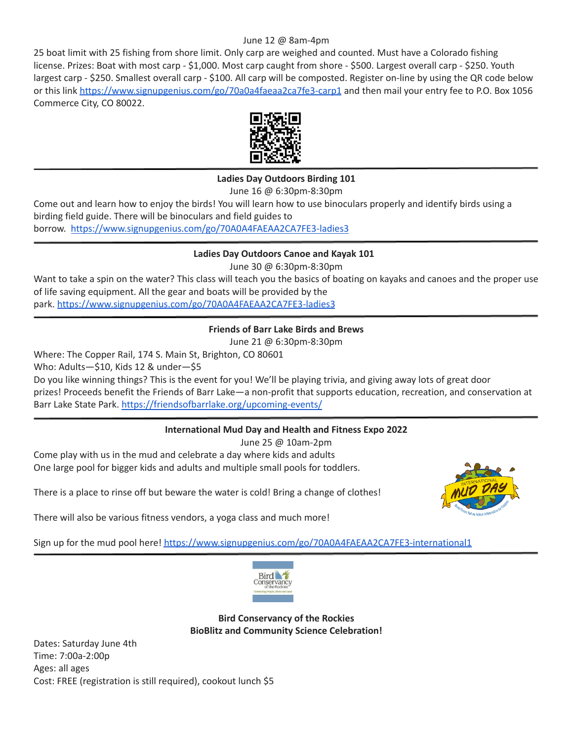June 12 @ 8am-4pm

25 boat limit with 25 fishing from shore limit. Only carp are weighed and counted. Must have a Colorado fishing license. Prizes: Boat with most carp - $1,000. Most carp caught from shore - $500. Largest overall carp - $250. Youth largest carp - $250. Smallest overall carp - $100. All carp will be composted. Register on-line by using the QR code below or this link https://www.signupgenius.com/go/70a0a4faeaa2ca7fe3-carp1 and then mail your entry fee to P.O. Box 1056 Commerce City, CO 80022.

---

**Ladies Day Outdoors Birding 101**

June 16 @ 6:30pm-8:30pm

Come out and learn how to enjoy the birds! You will learn how to use binoculars properly and identify birds using a birding field guide. There will be binoculars and field guides to borrow. https://www.signupgenius.com/go/70A0A4FAEAA2CA7FE3-ladies3

---

**Ladies Day Outdoors Canoe and Kayak 101**

June 30 @ 6:30pm-8:30pm

Want to take a spin on the water? This class will teach you the basics of boating on kayaks and canoes and the proper use of life saving equipment. All the gear and boats will be provided by the park. https://www.signupgenius.com/go/70A0A4FAEAA2CA7FE3-ladies3

---

**Friends of Barr Lake Birds and Brews**

June 21 @ 6:30pm-8:30pm

Where: The Copper Rail, 174 S. Main St, Brighton, CO 80601

Who: Adults—$10, Kids 12 & under—$5

Do you like winning things? This is the event for you! We'll be playing trivia, and giving away lots of great door prizes! Proceeds benefit the Friends of Barr Lake—a non-profit that supports education, recreation, and conservation at Barr Lake State Park. https://friendsofbarrlake.org/upcoming-events/

---

**International Mud Day and Health and Fitness Expo 2022**

June 25 @ 10am-2pm

Come play with us in the mud and celebrate a day where kids and adults
One large pool for bigger kids and adults and multiple small pools for toddlers.

There is a place to rinse off but beware the water is cold! Bring a change of clothes!

There will also be various fitness vendors, a yoga class and much more!

Sign up for the mud pool here! https://www.signupgenius.com/go/70A0A4FAEAA2CA7FE3-international1

---

**Bird Conservancy of the Rockies**
**BioBlitz and Community Science Celebration!**

Dates: Saturday June 4th
Time: 7:00a-2:00p
Ages: all ages
Cost: FREE (registration is still required), cookout lunch $5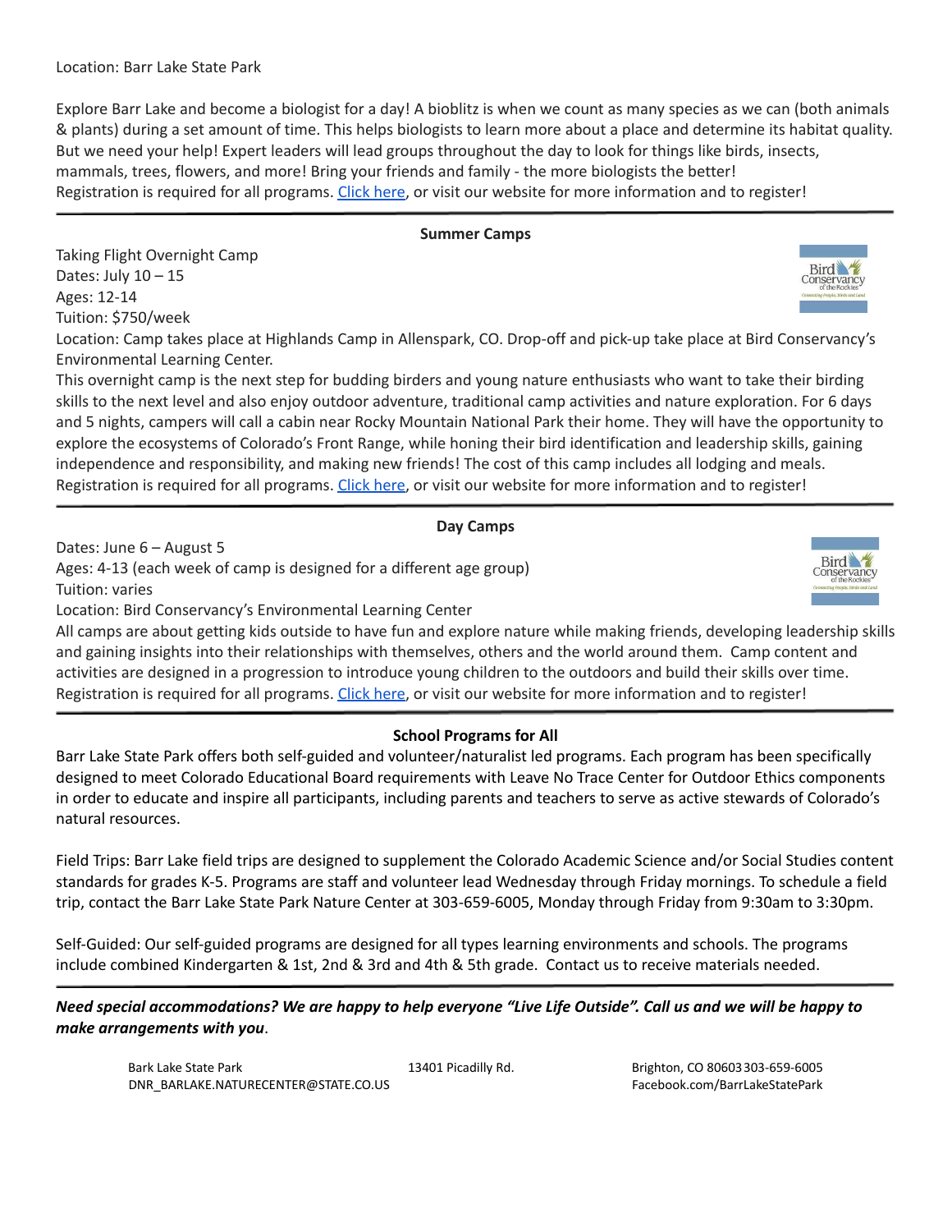Location: Barr Lake State Park

Explore Barr Lake and become a biologist for a day! A bioblitz is when we count as many species as we can (both animals & plants) during a set amount of time. This helps biologists to learn more about a place and determine its habitat quality. But we need your help! Expert leaders will lead groups throughout the day to look for things like birds, insects, mammals, trees, flowers, and more! Bring your friends and family - the more biologists the better! Registration is required for all programs. Click here, or visit our website for more information and to register!

---

## Summer Camps

Taking Flight Overnight Camp
Dates: July 10 – 15
Ages: 12-14
Tuition: $750/week
Location: Camp takes place at Highlands Camp in Allenspark, CO. Drop-off and pick-up take place at Bird Conservancy's Environmental Learning Center.
This overnight camp is the next step for budding birders and young nature enthusiasts who want to take their birding skills to the next level and also enjoy outdoor adventure, traditional camp activities and nature exploration. For 6 days and 5 nights, campers will call a cabin near Rocky Mountain National Park their home. They will have the opportunity to explore the ecosystems of Colorado's Front Range, while honing their bird identification and leadership skills, gaining independence and responsibility, and making new friends! The cost of this camp includes all lodging and meals. Registration is required for all programs. Click here, or visit our website for more information and to register!

---

## Day Camps

Dates: June 6 – August 5
Ages: 4-13 (each week of camp is designed for a different age group)
Tuition: varies
Location: Bird Conservancy's Environmental Learning Center
All camps are about getting kids outside to have fun and explore nature while making friends, developing leadership skills and gaining insights into their relationships with themselves, others and the world around them. Camp content and activities are designed in a progression to introduce young children to the outdoors and build their skills over time. Registration is required for all programs. Click here, or visit our website for more information and to register!

---

## School Programs for All

Barr Lake State Park offers both self-guided and volunteer/naturalist led programs. Each program has been specifically designed to meet Colorado Educational Board requirements with Leave No Trace Center for Outdoor Ethics components in order to educate and inspire all participants, including parents and teachers to serve as active stewards of Colorado's natural resources.

Field Trips: Barr Lake field trips are designed to supplement the Colorado Academic Science and/or Social Studies content standards for grades K-5. Programs are staff and volunteer lead Wednesday through Friday mornings. To schedule a field trip, contact the Barr Lake State Park Nature Center at 303-659-6005, Monday through Friday from 9:30am to 3:30pm.

Self-Guided: Our self-guided programs are designed for all types learning environments and schools. The programs include combined Kindergarten & 1st, 2nd & 3rd and 4th & 5th grade. Contact us to receive materials needed.

---

***Need special accommodations? We are happy to help everyone "Live Life Outside". Call us and we will be happy to make arrangements with you***.

Bark Lake State Park 13401 Picadilly Rd. Brighton, CO 80603 303-659-6005
DNR_BARLAKE.NATURECENTER@STATE.CO.US Facebook.com/BarrLakeStatePark